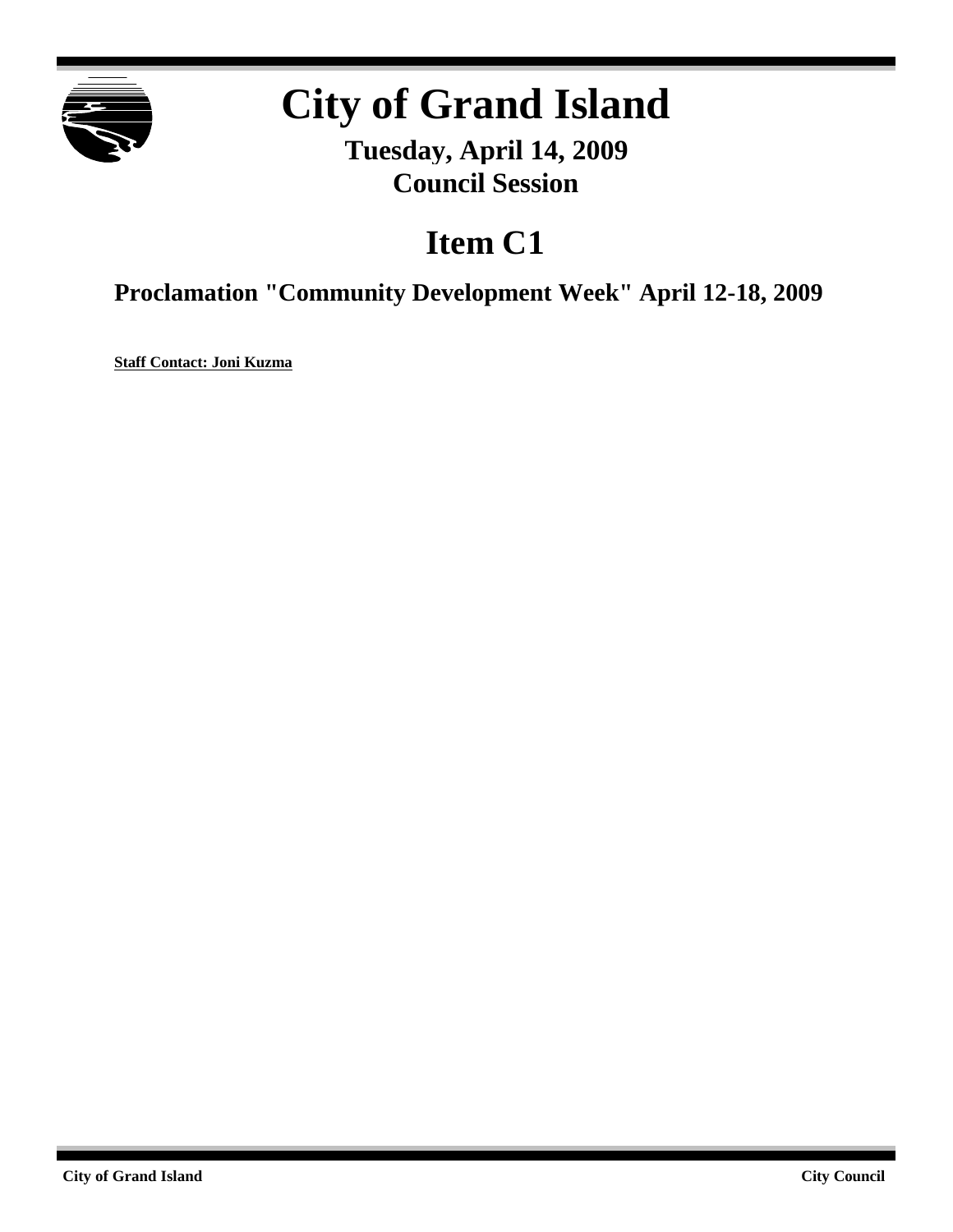# City of Grand Island

**Tuesday, April 14, 2009**
**Council Session**

## Item C1

### Proclamation "Community Development Week" April 12-18, 2009

**Staff Contact: Joni Kuzma**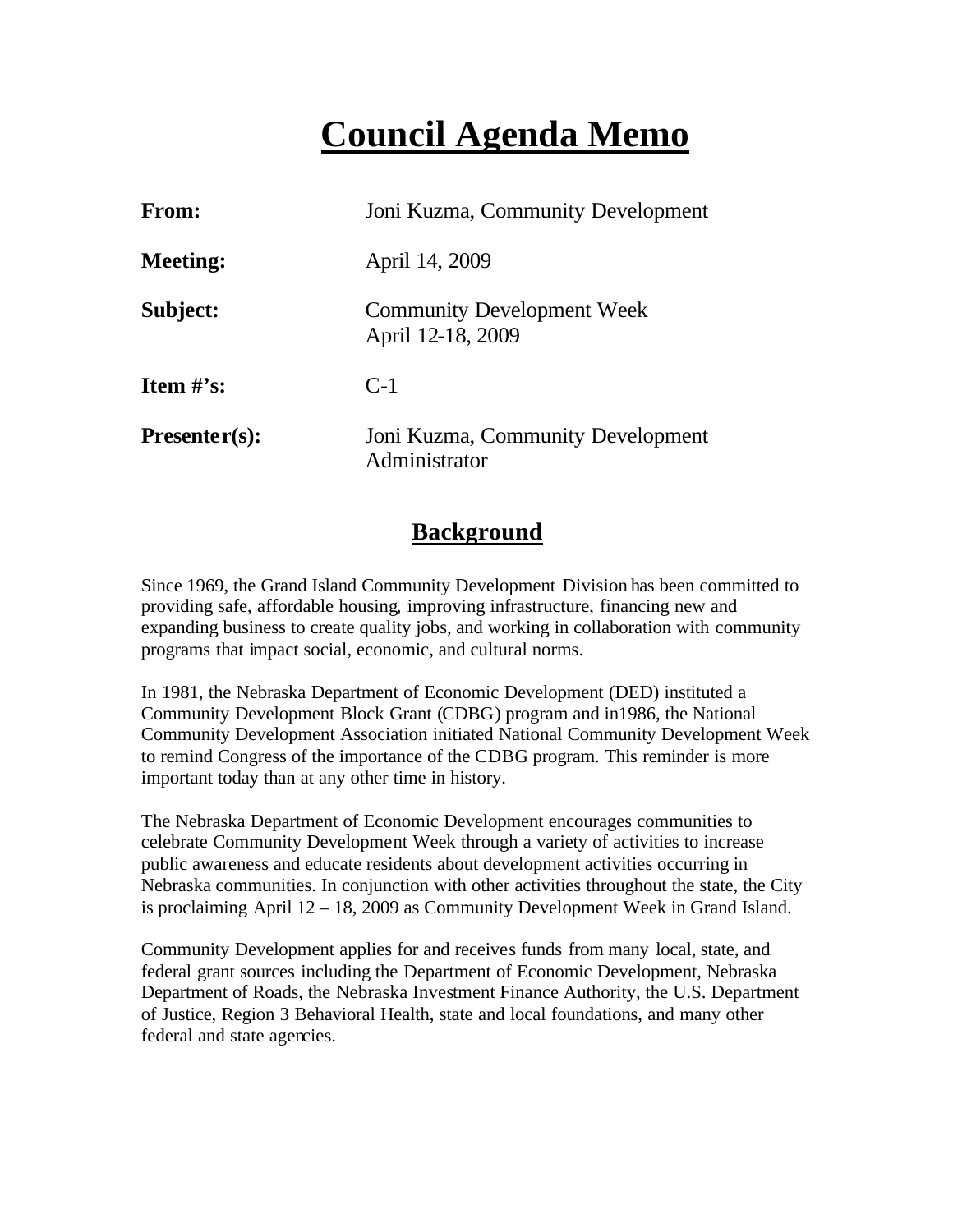# Council Agenda Memo

| | |
|---|---|
| **From:** | Joni Kuzma, Community Development |
| **Meeting:** | April 14, 2009 |
| **Subject:** | Community Development Week<br>April 12-18, 2009 |
| **Item #'s:** | C-1 |
| **Presenter(s):** | Joni Kuzma, Community Development Administrator |

## Background

Since 1969, the Grand Island Community Development Division has been committed to providing safe, affordable housing, improving infrastructure, financing new and expanding business to create quality jobs, and working in collaboration with community programs that impact social, economic, and cultural norms.

In 1981, the Nebraska Department of Economic Development (DED) instituted a Community Development Block Grant (CDBG) program and in1986, the National Community Development Association initiated National Community Development Week to remind Congress of the importance of the CDBG program. This reminder is more important today than at any other time in history.

The Nebraska Department of Economic Development encourages communities to celebrate Community Development Week through a variety of activities to increase public awareness and educate residents about development activities occurring in Nebraska communities. In conjunction with other activities throughout the state, the City is proclaiming April 12 – 18, 2009 as Community Development Week in Grand Island.

Community Development applies for and receives funds from many local, state, and federal grant sources including the Department of Economic Development, Nebraska Department of Roads, the Nebraska Investment Finance Authority, the U.S. Department of Justice, Region 3 Behavioral Health, state and local foundations, and many other federal and state agencies.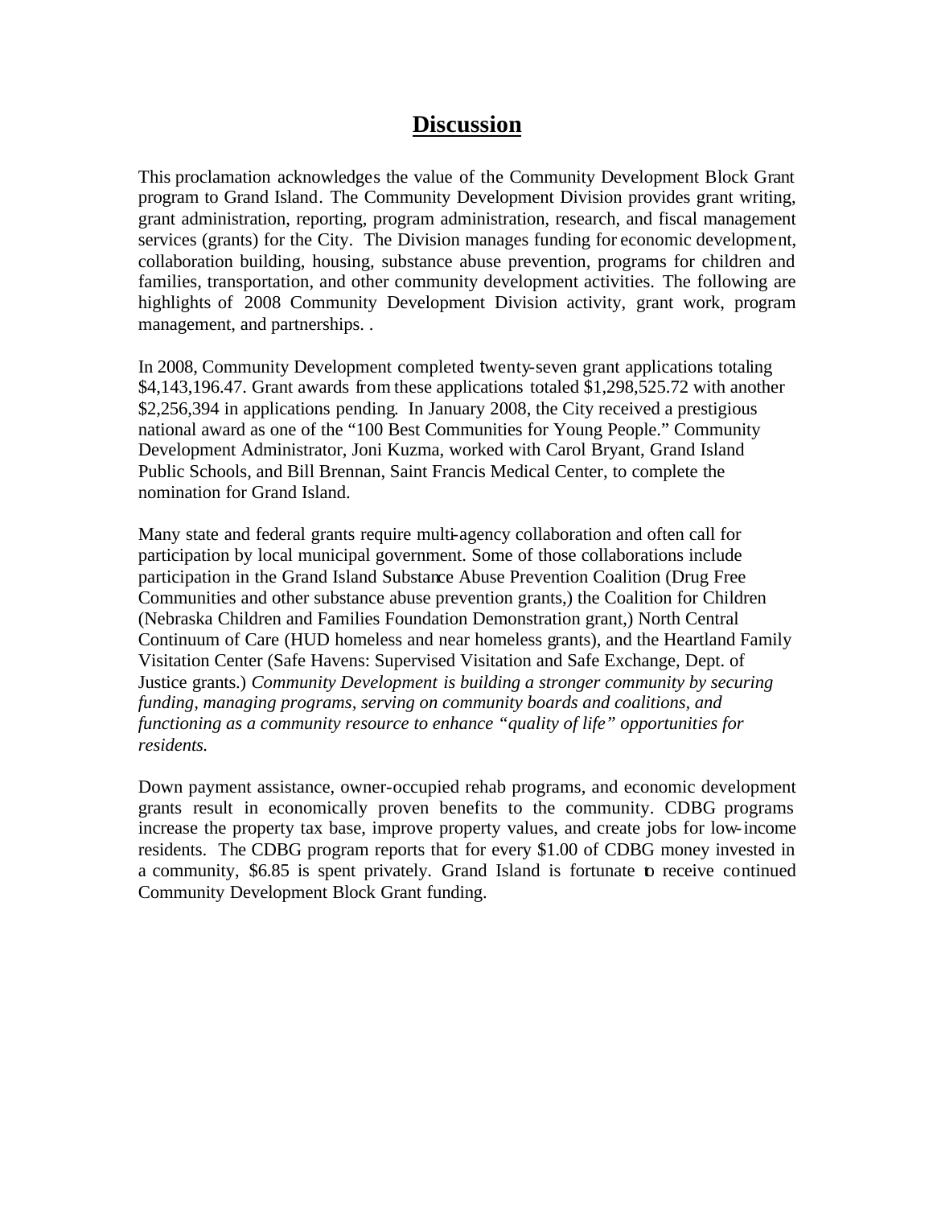# **Discussion**

This proclamation acknowledges the value of the Community Development Block Grant program to Grand Island. The Community Development Division provides grant writing, grant administration, reporting, program administration, research, and fiscal management services (grants) for the City. The Division manages funding for economic development, collaboration building, housing, substance abuse prevention, programs for children and families, transportation, and other community development activities. The following are highlights of 2008 Community Development Division activity, grant work, program management, and partnerships. .

In 2008, Community Development completed twenty-seven grant applications totaling $4,143,196.47. Grant awards from these applications totaled $1,298,525.72 with another $2,256,394 in applications pending. In January 2008, the City received a prestigious national award as one of the "100 Best Communities for Young People." Community Development Administrator, Joni Kuzma, worked with Carol Bryant, Grand Island Public Schools, and Bill Brennan, Saint Francis Medical Center, to complete the nomination for Grand Island.

Many state and federal grants require multi-agency collaboration and often call for participation by local municipal government. Some of those collaborations include participation in the Grand Island Substance Abuse Prevention Coalition (Drug Free Communities and other substance abuse prevention grants,) the Coalition for Children (Nebraska Children and Families Foundation Demonstration grant,) North Central Continuum of Care (HUD homeless and near homeless grants), and the Heartland Family Visitation Center (Safe Havens: Supervised Visitation and Safe Exchange, Dept. of Justice grants.) *Community Development is building a stronger community by securing funding, managing programs, serving on community boards and coalitions, and functioning as a community resource to enhance "quality of life" opportunities for residents.*

Down payment assistance, owner-occupied rehab programs, and economic development grants result in economically proven benefits to the community. CDBG programs increase the property tax base, improve property values, and create jobs for low-income residents. The CDBG program reports that for every $1.00 of CDBG money invested in a community, $6.85 is spent privately. Grand Island is fortunate to receive continued Community Development Block Grant funding.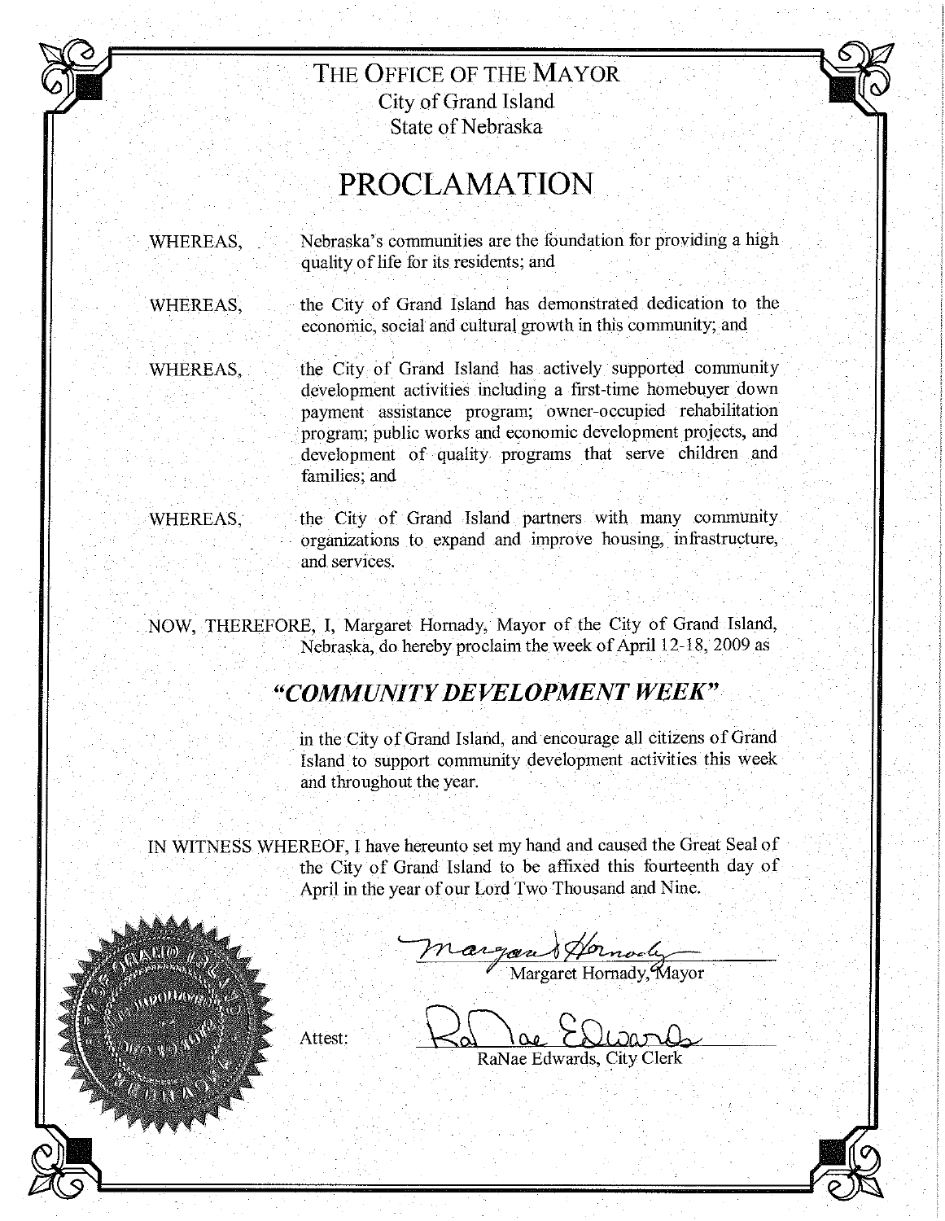THE OFFICE OF THE MAYOR
City of Grand Island
State of Nebraska

# PROCLAMATION

WHEREAS, Nebraska's communities are the foundation for providing a high quality of life for its residents; and

WHEREAS, the City of Grand Island has demonstrated dedication to the economic, social and cultural growth in this community; and

WHEREAS, the City of Grand Island has actively supported community development activities including a first-time homebuyer down payment assistance program; owner-occupied rehabilitation program; public works and economic development projects, and development of quality programs that serve children and families; and

WHEREAS, the City of Grand Island partners with many community organizations to expand and improve housing, infrastructure, and services.

NOW, THEREFORE, I, Margaret Hornady, Mayor of the City of Grand Island, Nebraska, do hereby proclaim the week of April 12-18, 2009 as

## *"COMMUNITY DEVELOPMENT WEEK"*

in the City of Grand Island, and encourage all citizens of Grand Island to support community development activities this week and throughout the year.

IN WITNESS WHEREOF, I have hereunto set my hand and caused the Great Seal of the City of Grand Island to be affixed this fourteenth day of April in the year of our Lord Two Thousand and Nine.

Margaret Hornady, Mayor

Attest:

RaNae Edwards, City Clerk